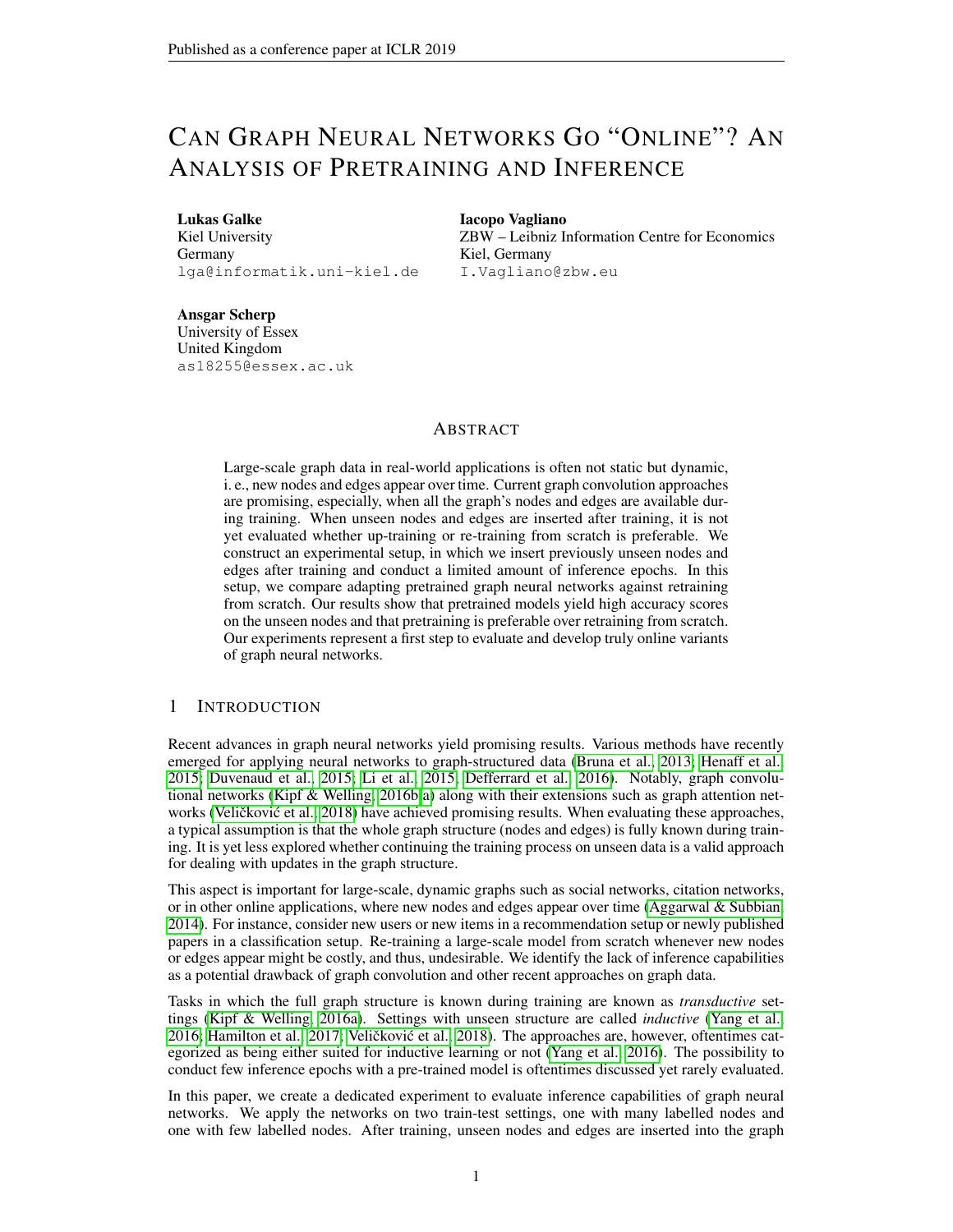# CAN GRAPH NEURAL NETWORKS GO "ONLINE"? AN ANALYSIS OF PRETRAINING AND INFERENCE

**Lukas Galke**
Kiel University
Germany
lga@informatik.uni-kiel.de

**Iacopo Vagliano**
ZBW – Leibniz Information Centre for Economics
Kiel, Germany
I.Vagliano@zbw.eu

**Ansgar Scherp**
University of Essex
United Kingdom
as18255@essex.ac.uk

## ABSTRACT

Large-scale graph data in real-world applications is often not static but dynamic, i. e., new nodes and edges appear over time. Current graph convolution approaches are promising, especially, when all the graph's nodes and edges are available during training. When unseen nodes and edges are inserted after training, it is not yet evaluated whether up-training or re-training from scratch is preferable. We construct an experimental setup, in which we insert previously unseen nodes and edges after training and conduct a limited amount of inference epochs. In this setup, we compare adapting pretrained graph neural networks against retraining from scratch. Our results show that pretrained models yield high accuracy scores on the unseen nodes and that pretraining is preferable over retraining from scratch. Our experiments represent a first step to evaluate and develop truly online variants of graph neural networks.

## 1 INTRODUCTION

Recent advances in graph neural networks yield promising results. Various methods have recently emerged for applying neural networks to graph-structured data (Bruna et al., 2013; Henaff et al., 2015; Duvenaud et al., 2015; Li et al., 2015; Defferrard et al., 2016). Notably, graph convolutional networks (Kipf & Welling, 2016b;a) along with their extensions such as graph attention networks (Veličković et al., 2018) have achieved promising results. When evaluating these approaches, a typical assumption is that the whole graph structure (nodes and edges) is fully known during training. It is yet less explored whether continuing the training process on unseen data is a valid approach for dealing with updates in the graph structure.

This aspect is important for large-scale, dynamic graphs such as social networks, citation networks, or in other online applications, where new nodes and edges appear over time (Aggarwal & Subbian, 2014). For instance, consider new users or new items in a recommendation setup or newly published papers in a classification setup. Re-training a large-scale model from scratch whenever new nodes or edges appear might be costly, and thus, undesirable. We identify the lack of inference capabilities as a potential drawback of graph convolution and other recent approaches on graph data.

Tasks in which the full graph structure is known during training are known as *transductive* settings (Kipf & Welling, 2016a). Settings with unseen structure are called *inductive* (Yang et al., 2016; Hamilton et al., 2017; Veličković et al., 2018). The approaches are, however, oftentimes categorized as being either suited for inductive learning or not (Yang et al., 2016). The possibility to conduct few inference epochs with a pre-trained model is oftentimes discussed yet rarely evaluated.

In this paper, we create a dedicated experiment to evaluate inference capabilities of graph neural networks. We apply the networks on two train-test settings, one with many labelled nodes and one with few labelled nodes. After training, unseen nodes and edges are inserted into the graph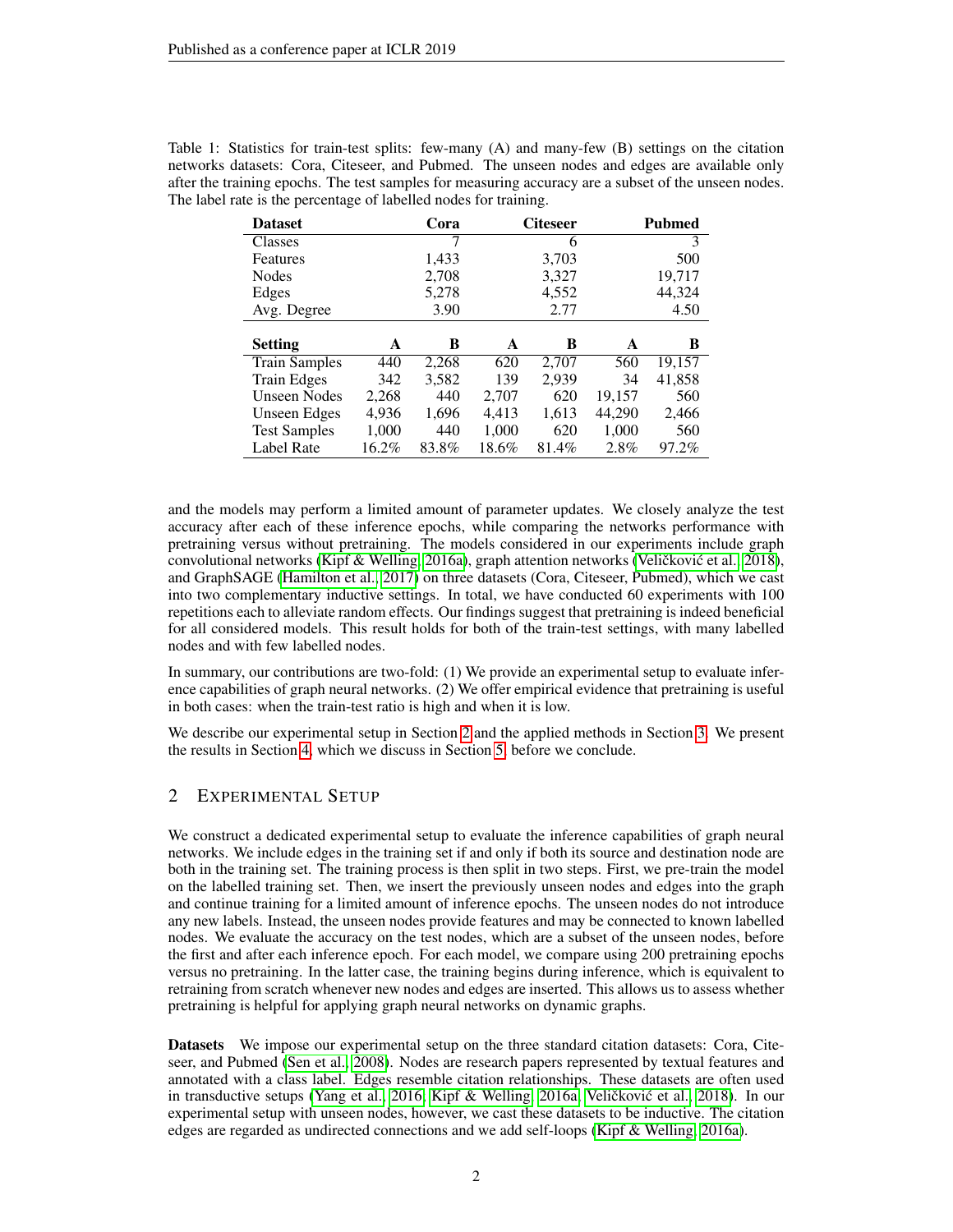Table 1: Statistics for train-test splits: few-many (A) and many-few (B) settings on the citation networks datasets: Cora, Citeseer, and Pubmed. The unseen nodes and edges are available only after the training epochs. The test samples for measuring accuracy are a subset of the unseen nodes. The label rate is the percentage of labelled nodes for training.

| **Dataset** | **Cora** | | **Citeseer** | | **Pubmed** | |
|---|---|---|---|---|---|---|
| Classes | | 7 | | 6 | | 3 |
| Features | | 1,433 | | 3,703 | | 500 |
| Nodes | | 2,708 | | 3,327 | | 19,717 |
| Edges | | 5,278 | | 4,552 | | 44,324 |
| Avg. Degree | | 3.90 | | 2.77 | | 4.50 |
| **Setting** | **A** | **B** | **A** | **B** | **A** | **B** |
| Train Samples | 440 | 2,268 | 620 | 2,707 | 560 | 19,157 |
| Train Edges | 342 | 3,582 | 139 | 2,939 | 34 | 41,858 |
| Unseen Nodes | 2,268 | 440 | 2,707 | 620 | 19,157 | 560 |
| Unseen Edges | 4,936 | 1,696 | 4,413 | 1,613 | 44,290 | 2,466 |
| Test Samples | 1,000 | 440 | 1,000 | 620 | 1,000 | 560 |
| Label Rate | 16.2% | 83.8% | 18.6% | 81.4% | 2.8% | 97.2% |

and the models may perform a limited amount of parameter updates. We closely analyze the test accuracy after each of these inference epochs, while comparing the networks performance with pretraining versus without pretraining. The models considered in our experiments include graph convolutional networks (Kipf & Welling, 2016a), graph attention networks (Veličković et al., 2018), and GraphSAGE (Hamilton et al., 2017) on three datasets (Cora, Citeseer, Pubmed), which we cast into two complementary inductive settings. In total, we have conducted 60 experiments with 100 repetitions each to alleviate random effects. Our findings suggest that pretraining is indeed beneficial for all considered models. This result holds for both of the train-test settings, with many labelled nodes and with few labelled nodes.

In summary, our contributions are two-fold: (1) We provide an experimental setup to evaluate inference capabilities of graph neural networks. (2) We offer empirical evidence that pretraining is useful in both cases: when the train-test ratio is high and when it is low.

We describe our experimental setup in Section 2 and the applied methods in Section 3. We present the results in Section 4, which we discuss in Section 5, before we conclude.

## 2 Experimental Setup

We construct a dedicated experimental setup to evaluate the inference capabilities of graph neural networks. We include edges in the training set if and only if both its source and destination node are both in the training set. The training process is then split in two steps. First, we pre-train the model on the labelled training set. Then, we insert the previously unseen nodes and edges into the graph and continue training for a limited amount of inference epochs. The unseen nodes do not introduce any new labels. Instead, the unseen nodes provide features and may be connected to known labelled nodes. We evaluate the accuracy on the test nodes, which are a subset of the unseen nodes, before the first and after each inference epoch. For each model, we compare using 200 pretraining epochs versus no pretraining. In the latter case, the training begins during inference, which is equivalent to retraining from scratch whenever new nodes and edges are inserted. This allows us to assess whether pretraining is helpful for applying graph neural networks on dynamic graphs.

**Datasets** We impose our experimental setup on the three standard citation datasets: Cora, Citeseer, and Pubmed (Sen et al., 2008). Nodes are research papers represented by textual features and annotated with a class label. Edges resemble citation relationships. These datasets are often used in transductive setups (Yang et al., 2016; Kipf & Welling, 2016a; Veličković et al., 2018). In our experimental setup with unseen nodes, however, we cast these datasets to be inductive. The citation edges are regarded as undirected connections and we add self-loops (Kipf & Welling, 2016a).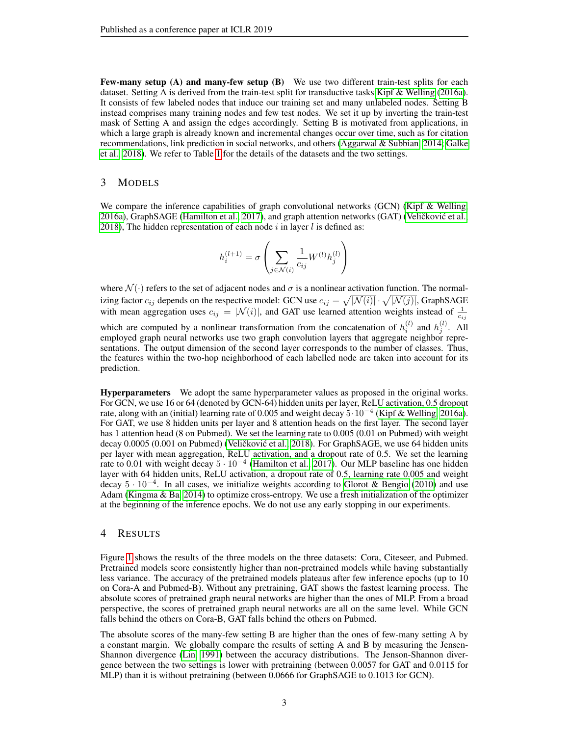**Few-many setup (A) and many-few setup (B)** We use two different train-test splits for each dataset. Setting A is derived from the train-test split for transductive tasks Kipf & Welling (2016a). It consists of few labeled nodes that induce our training set and many unlabeled nodes. Setting B instead comprises many training nodes and few test nodes. We set it up by inverting the train-test mask of Setting A and assign the edges accordingly. Setting B is motivated from applications, in which a large graph is already known and incremental changes occur over time, such as for citation recommendations, link prediction in social networks, and others (Aggarwal & Subbian, 2014; Galke et al., 2018). We refer to Table 1 for the details of the datasets and the two settings.

# 3 Models

We compare the inference capabilities of graph convolutional networks (GCN) (Kipf & Welling, 2016a), GraphSAGE (Hamilton et al., 2017), and graph attention networks (GAT) (Veličković et al., 2018), The hidden representation of each node $i$ in layer $l$ is defined as:

$$h_i^{(l+1)} = \sigma \left( \sum_{j \in \mathcal{N}(i)} \frac{1}{c_{ij}} W^{(l)} h_j^{(l)} \right)$$

where $\mathcal{N}(\cdot)$ refers to the set of adjacent nodes and $\sigma$ is a nonlinear activation function. The normalizing factor $c_{ij}$ depends on the respective model: GCN use $c_{ij} = \sqrt{|\mathcal{N}(i)|} \cdot \sqrt{|\mathcal{N}(j)|}$, GraphSAGE with mean aggregation uses $c_{ij} = |\mathcal{N}(i)|$, and GAT use learned attention weights instead of $\frac{1}{c_{ij}}$ which are computed by a nonlinear transformation from the concatenation of $h_i^{(l)}$ and $h_j^{(l)}$. All employed graph neural networks use two graph convolution layers that aggregate neighbor representations. The output dimension of the second layer corresponds to the number of classes. Thus, the features within the two-hop neighborhood of each labelled node are taken into account for its prediction.

**Hyperparameters** We adopt the same hyperparameter values as proposed in the original works. For GCN, we use 16 or 64 (denoted by GCN-64) hidden units per layer, ReLU activation, 0.5 dropout rate, along with an (initial) learning rate of 0.005 and weight decay $5 \cdot 10^{-4}$ (Kipf & Welling, 2016a). For GAT, we use 8 hidden units per layer and 8 attention heads on the first layer. The second layer has 1 attention head (8 on Pubmed). We set the learning rate to 0.005 (0.01 on Pubmed) with weight decay 0.0005 (0.001 on Pubmed) (Veličković et al., 2018). For GraphSAGE, we use 64 hidden units per layer with mean aggregation, ReLU activation, and a dropout rate of 0.5. We set the learning rate to 0.01 with weight decay $5 \cdot 10^{-4}$ (Hamilton et al., 2017). Our MLP baseline has one hidden layer with 64 hidden units, ReLU activation, a dropout rate of 0.5, learning rate 0.005 and weight decay $5 \cdot 10^{-4}$. In all cases, we initialize weights according to Glorot & Bengio (2010) and use Adam (Kingma & Ba, 2014) to optimize cross-entropy. We use a fresh initialization of the optimizer at the beginning of the inference epochs. We do not use any early stopping in our experiments.

# 4 Results

Figure 1 shows the results of the three models on the three datasets: Cora, Citeseer, and Pubmed. Pretrained models score consistently higher than non-pretrained models while having substantially less variance. The accuracy of the pretrained models plateaus after few inference epochs (up to 10 on Cora-A and Pubmed-B). Without any pretraining, GAT shows the fastest learning process. The absolute scores of pretrained graph neural networks are higher than the ones of MLP. From a broad perspective, the scores of pretrained graph neural networks are all on the same level. While GCN falls behind the others on Cora-B, GAT falls behind the others on Pubmed.

The absolute scores of the many-few setting B are higher than the ones of few-many setting A by a constant margin. We globally compare the results of setting A and B by measuring the Jensen-Shannon divergence (Lin, 1991) between the accuracy distributions. The Jenson-Shannon divergence between the two settings is lower with pretraining (between 0.0057 for GAT and 0.0115 for MLP) than it is without pretraining (between 0.0666 for GraphSAGE to 0.1013 for GCN).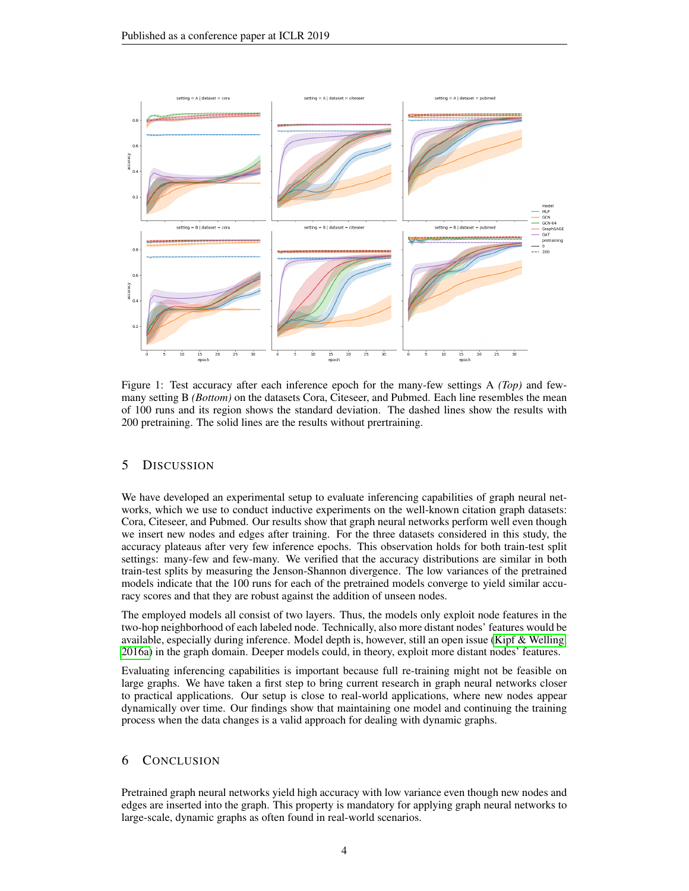Figure 1: Test accuracy after each inference epoch for the many-few settings A *(Top)* and few-many setting B *(Bottom)* on the datasets Cora, Citeseer, and Pubmed. Each line resembles the mean of 100 runs and its region shows the standard deviation. The dashed lines show the results with 200 pretraining. The solid lines are the results without prertraining.

## 5 Discussion

We have developed an experimental setup to evaluate inferencing capabilities of graph neural networks, which we use to conduct inductive experiments on the well-known citation graph datasets: Cora, Citeseer, and Pubmed. Our results show that graph neural networks perform well even though we insert new nodes and edges after training. For the three datasets considered in this study, the accuracy plateaus after very few inference epochs. This observation holds for both train-test split settings: many-few and few-many. We verified that the accuracy distributions are similar in both train-test splits by measuring the Jenson-Shannon divergence. The low variances of the pretrained models indicate that the 100 runs for each of the pretrained models converge to yield similar accuracy scores and that they are robust against the addition of unseen nodes.

The employed models all consist of two layers. Thus, the models only exploit node features in the two-hop neighborhood of each labeled node. Technically, also more distant nodes' features would be available, especially during inference. Model depth is, however, still an open issue (Kipf & Welling, 2016a) in the graph domain. Deeper models could, in theory, exploit more distant nodes' features.

Evaluating inferencing capabilities is important because full re-training might not be feasible on large graphs. We have taken a first step to bring current research in graph neural networks closer to practical applications. Our setup is close to real-world applications, where new nodes appear dynamically over time. Our findings show that maintaining one model and continuing the training process when the data changes is a valid approach for dealing with dynamic graphs.

## 6 Conclusion

Pretrained graph neural networks yield high accuracy with low variance even though new nodes and edges are inserted into the graph. This property is mandatory for applying graph neural networks to large-scale, dynamic graphs as often found in real-world scenarios.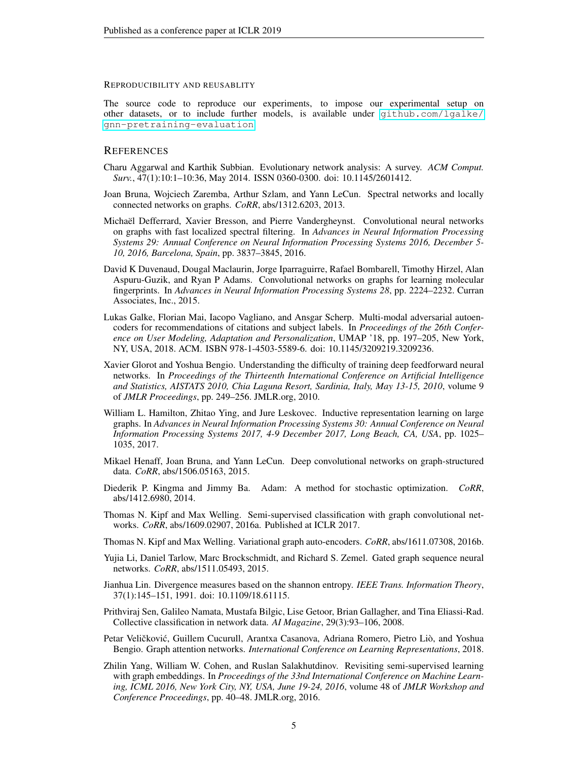#### Reproducibility and reusablity

The source code to reproduce our experiments, to impose our experimental setup on other datasets, or to include further models, is available under `github.com/lgalke/gnn-pretraining-evaluation`

## References

Charu Aggarwal and Karthik Subbian. Evolutionary network analysis: A survey. *ACM Comput. Surv.*, 47(1):10:1–10:36, May 2014. ISSN 0360-0300. doi: 10.1145/2601412.

Joan Bruna, Wojciech Zaremba, Arthur Szlam, and Yann LeCun. Spectral networks and locally connected networks on graphs. *CoRR*, abs/1312.6203, 2013.

Michaël Defferrard, Xavier Bresson, and Pierre Vandergheynst. Convolutional neural networks on graphs with fast localized spectral filtering. In *Advances in Neural Information Processing Systems 29: Annual Conference on Neural Information Processing Systems 2016, December 5-10, 2016, Barcelona, Spain*, pp. 3837–3845, 2016.

David K Duvenaud, Dougal Maclaurin, Jorge Iparraguirre, Rafael Bombarell, Timothy Hirzel, Alan Aspuru-Guzik, and Ryan P Adams. Convolutional networks on graphs for learning molecular fingerprints. In *Advances in Neural Information Processing Systems 28*, pp. 2224–2232. Curran Associates, Inc., 2015.

Lukas Galke, Florian Mai, Iacopo Vagliano, and Ansgar Scherp. Multi-modal adversarial autoencoders for recommendations of citations and subject labels. In *Proceedings of the 26th Conference on User Modeling, Adaptation and Personalization*, UMAP '18, pp. 197–205, New York, NY, USA, 2018. ACM. ISBN 978-1-4503-5589-6. doi: 10.1145/3209219.3209236.

Xavier Glorot and Yoshua Bengio. Understanding the difficulty of training deep feedforward neural networks. In *Proceedings of the Thirteenth International Conference on Artificial Intelligence and Statistics, AISTATS 2010, Chia Laguna Resort, Sardinia, Italy, May 13-15, 2010*, volume 9 of *JMLR Proceedings*, pp. 249–256. JMLR.org, 2010.

William L. Hamilton, Zhitao Ying, and Jure Leskovec. Inductive representation learning on large graphs. In *Advances in Neural Information Processing Systems 30: Annual Conference on Neural Information Processing Systems 2017, 4-9 December 2017, Long Beach, CA, USA*, pp. 1025–1035, 2017.

Mikael Henaff, Joan Bruna, and Yann LeCun. Deep convolutional networks on graph-structured data. *CoRR*, abs/1506.05163, 2015.

Diederik P. Kingma and Jimmy Ba. Adam: A method for stochastic optimization. *CoRR*, abs/1412.6980, 2014.

Thomas N. Kipf and Max Welling. Semi-supervised classification with graph convolutional networks. *CoRR*, abs/1609.02907, 2016a. Published at ICLR 2017.

Thomas N. Kipf and Max Welling. Variational graph auto-encoders. *CoRR*, abs/1611.07308, 2016b.

Yujia Li, Daniel Tarlow, Marc Brockschmidt, and Richard S. Zemel. Gated graph sequence neural networks. *CoRR*, abs/1511.05493, 2015.

Jianhua Lin. Divergence measures based on the shannon entropy. *IEEE Trans. Information Theory*, 37(1):145–151, 1991. doi: 10.1109/18.61115.

Prithviraj Sen, Galileo Namata, Mustafa Bilgic, Lise Getoor, Brian Gallagher, and Tina Eliassi-Rad. Collective classification in network data. *AI Magazine*, 29(3):93–106, 2008.

Petar Veličković, Guillem Cucurull, Arantxa Casanova, Adriana Romero, Pietro Liò, and Yoshua Bengio. Graph attention networks. *International Conference on Learning Representations*, 2018.

Zhilin Yang, William W. Cohen, and Ruslan Salakhutdinov. Revisiting semi-supervised learning with graph embeddings. In *Proceedings of the 33nd International Conference on Machine Learning, ICML 2016, New York City, NY, USA, June 19-24, 2016*, volume 48 of *JMLR Workshop and Conference Proceedings*, pp. 40–48. JMLR.org, 2016.